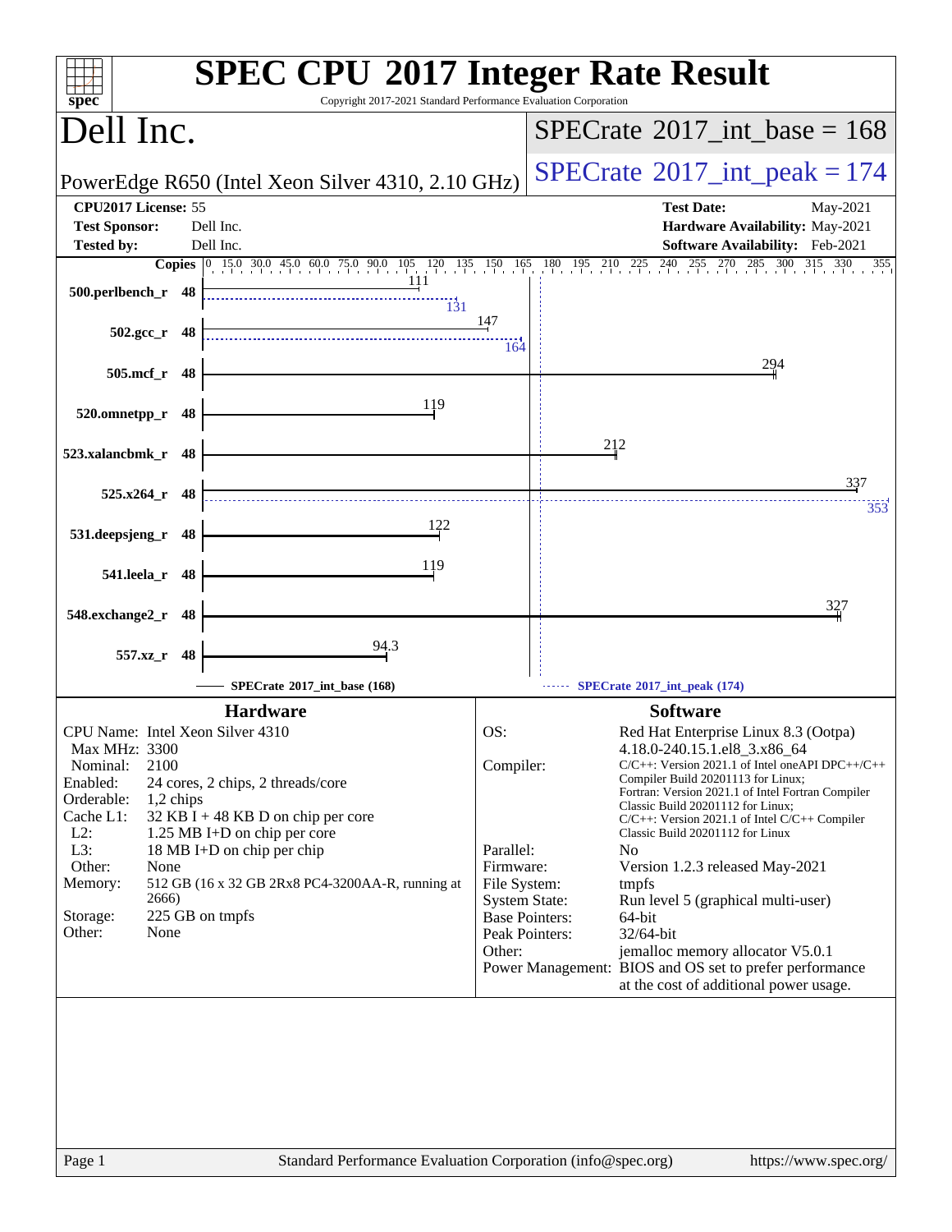# SPEC CPU 2017 Integer Rate Result

Copyright 2017-2021 Standard Performance Evaluation Corporation

## Dell Inc.

PowerEdge R650 (Intel Xeon Silver 4310, 2.10 GHz)

**SPECrate 2017_int_base = 168**

**SPECrate 2017_int_peak = 174**

**CPU2017 License:** 55
**Test Sponsor:** Dell Inc.
**Tested by:** Dell Inc.

**Test Date:** May-2021
**Hardware Availability:** May-2021
**Software Availability:** Feb-2021

| Benchmark | Copies | Base | Peak |
|---|---|---|---|
| 500.perlbench_r | 48 | 111 | 131 |
| 502.gcc_r | 48 | 147 | 164 |
| 505.mcf_r | 48 | 294 | |
| 520.omnetpp_r | 48 | 119 | |
| 523.xalancbmk_r | 48 | 212 | |
| 525.x264_r | 48 | 337 | 353 |
| 531.deepsjeng_r | 48 | 122 | |
| 541.leela_r | 48 | 119 | |
| 548.exchange2_r | 48 | 327 | |
| 557.xz_r | 48 | 94.3 | |

SPECrate 2017_int_base (168) — SPECrate 2017_int_peak (174)

### Hardware

| | |
|---|---|
| CPU Name: | Intel Xeon Silver 4310 |
| Max MHz: | 3300 |
| Nominal: | 2100 |
| Enabled: | 24 cores, 2 chips, 2 threads/core |
| Orderable: | 1,2 chips |
| Cache L1: | 32 KB I + 48 KB D on chip per core |
| L2: | 1.25 MB I+D on chip per core |
| L3: | 18 MB I+D on chip per chip |
| Other: | None |
| Memory: | 512 GB (16 x 32 GB 2Rx8 PC4-3200AA-R, running at 2666) |
| Storage: | 225 GB on tmpfs |
| Other: | None |

### Software

| | |
|---|---|
| OS: | Red Hat Enterprise Linux 8.3 (Ootpa) 4.18.0-240.15.1.el8_3.x86_64 |
| Compiler: | C/C++: Version 2021.1 of Intel oneAPI DPC++/C++ Compiler Build 20201113 for Linux; Fortran: Version 2021.1 of Intel Fortran Compiler Classic Build 20201112 for Linux; C/C++: Version 2021.1 of Intel C/C++ Compiler Classic Build 20201112 for Linux |
| Parallel: | No |
| Firmware: | Version 1.2.3 released May-2021 |
| File System: | tmpfs |
| System State: | Run level 5 (graphical multi-user) |
| Base Pointers: | 64-bit |
| Peak Pointers: | 32/64-bit |
| Other: | jemalloc memory allocator V5.0.1 |
| Power Management: | BIOS and OS set to prefer performance at the cost of additional power usage. |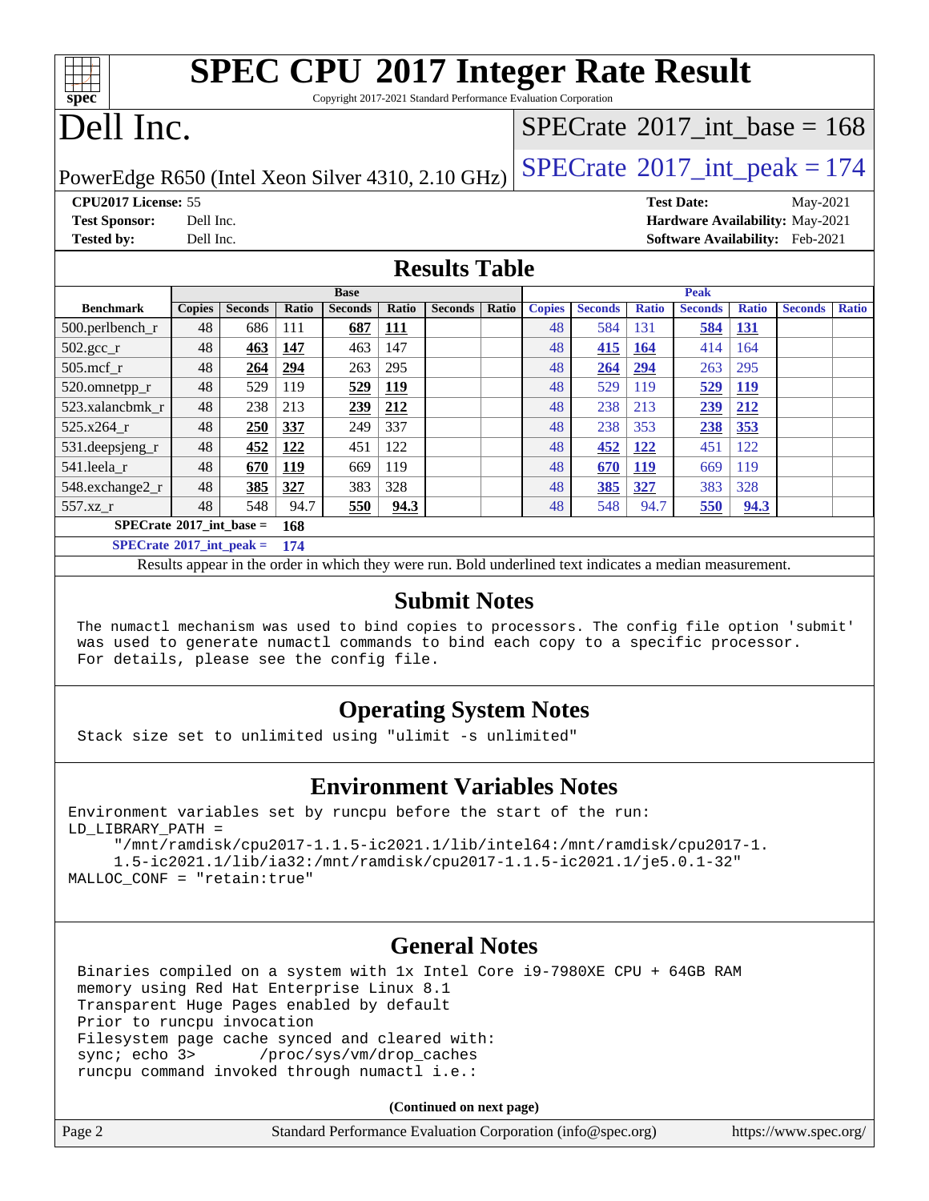# SPEC CPU 2017 Integer Rate Result

Copyright 2017-2021 Standard Performance Evaluation Corporation

# Dell Inc.

PowerEdge R650 (Intel Xeon Silver 4310, 2.10 GHz)

SPECrate 2017_int_base = 168

SPECrate 2017_int_peak = 174

**CPU2017 License:** 55
**Test Sponsor:** Dell Inc.
**Tested by:** Dell Inc.

**Test Date:** May-2021
**Hardware Availability:** May-2021
**Software Availability:** Feb-2021

## Results Table

| Benchmark | Base | | | | | | | Peak | | | | | | |
|---|---|---|---|---|---|---|---|---|---|---|---|---|---|---|
| | Copies | Seconds | Ratio | Seconds | Ratio | Seconds | Ratio | Copies | Seconds | Ratio | Seconds | Ratio | Seconds | Ratio |
| 500.perlbench_r | 48 | 686 | 111 | **687** | **111** | | | 48 | 584 | 131 | **584** | **131** | | |
| 502.gcc_r | 48 | **463** | **147** | 463 | 147 | | | 48 | **415** | **164** | 414 | 164 | | |
| 505.mcf_r | 48 | **264** | **294** | 263 | 295 | | | 48 | **264** | **294** | 263 | 295 | | |
| 520.omnetpp_r | 48 | 529 | 119 | **529** | **119** | | | 48 | 529 | 119 | **529** | **119** | | |
| 523.xalancbmk_r | 48 | 238 | 213 | **239** | **212** | | | 48 | 238 | 213 | **239** | **212** | | |
| 525.x264_r | 48 | **250** | **337** | 249 | 337 | | | 48 | 238 | 353 | **238** | **353** | | |
| 531.deepsjeng_r | 48 | **452** | **122** | 451 | 122 | | | 48 | **452** | **122** | 451 | 122 | | |
| 541.leela_r | 48 | **670** | **119** | 669 | 119 | | | 48 | **670** | **119** | 669 | 119 | | |
| 548.exchange2_r | 48 | **385** | **327** | 383 | 328 | | | 48 | **385** | **327** | 383 | 328 | | |
| 557.xz_r | 48 | 548 | 94.7 | **550** | **94.3** | | | 48 | 548 | 94.7 | **550** | **94.3** | | |

**SPECrate 2017_int_base = 168**

**SPECrate 2017_int_peak = 174**

Results appear in the order in which they were run. Bold underlined text indicates a median measurement.

## Submit Notes

```
The numactl mechanism was used to bind copies to processors. The config file option 'submit'
was used to generate numactl commands to bind each copy to a specific processor.
For details, please see the config file.
```

## Operating System Notes

```
Stack size set to unlimited using "ulimit -s unlimited"
```

## Environment Variables Notes

```
Environment variables set by runcpu before the start of the run:
LD_LIBRARY_PATH =
     "/mnt/ramdisk/cpu2017-1.1.5-ic2021.1/lib/intel64:/mnt/ramdisk/cpu2017-1.
     1.5-ic2021.1/lib/ia32:/mnt/ramdisk/cpu2017-1.1.5-ic2021.1/je5.0.1-32"
MALLOC_CONF = "retain:true"
```

## General Notes

```
Binaries compiled on a system with 1x Intel Core i9-7980XE CPU + 64GB RAM
memory using Red Hat Enterprise Linux 8.1
Transparent Huge Pages enabled by default
Prior to runcpu invocation
Filesystem page cache synced and cleared with:
sync; echo 3>       /proc/sys/vm/drop_caches
runcpu command invoked through numactl i.e.:
```

**(Continued on next page)**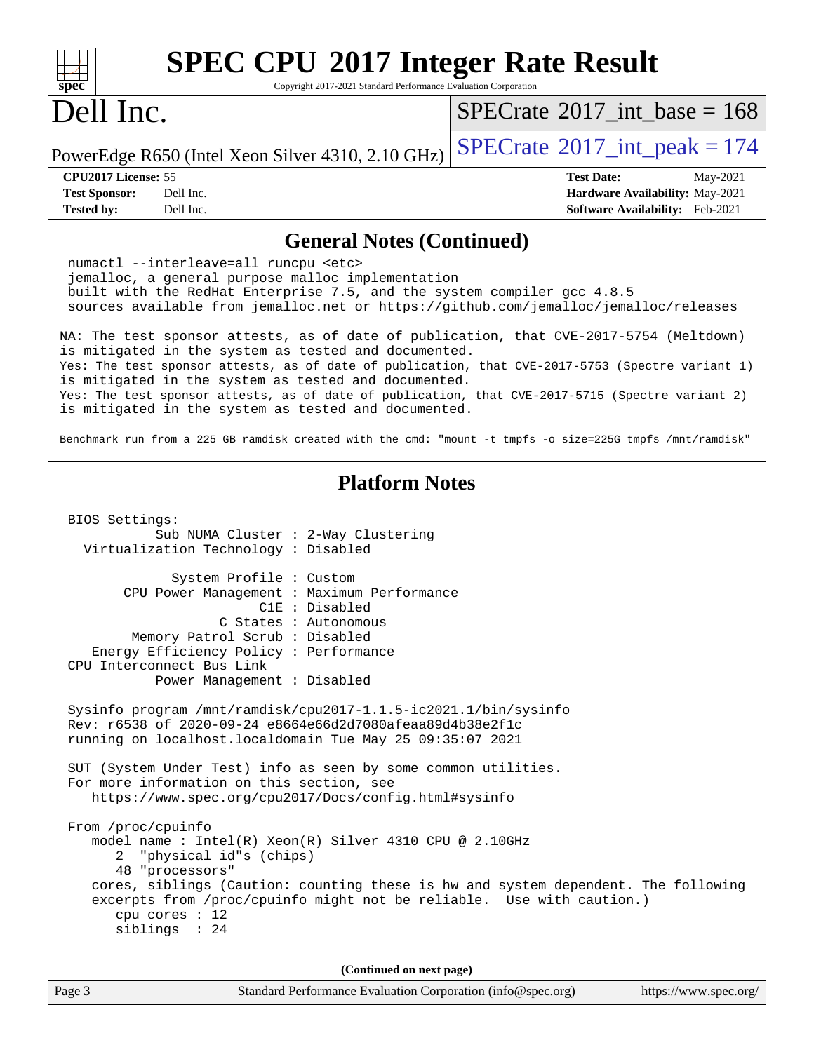## General Notes (Continued)

```
numactl --interleave=all runcpu <etc>
jemalloc, a general purpose malloc implementation
built with the RedHat Enterprise 7.5, and the system compiler gcc 4.8.5
sources available from jemalloc.net or https://github.com/jemalloc/jemalloc/releases
```

NA: The test sponsor attests, as of date of publication, that CVE-2017-5754 (Meltdown) is mitigated in the system as tested and documented.
Yes: The test sponsor attests, as of date of publication, that CVE-2017-5753 (Spectre variant 1) is mitigated in the system as tested and documented.
Yes: The test sponsor attests, as of date of publication, that CVE-2017-5715 (Spectre variant 2) is mitigated in the system as tested and documented.

Benchmark run from a 225 GB ramdisk created with the cmd: "mount -t tmpfs -o size=225G tmpfs /mnt/ramdisk"

## Platform Notes

```
BIOS Settings:
          Sub NUMA Cluster : 2-Way Clustering
  Virtualization Technology : Disabled

            System Profile : Custom
      CPU Power Management : Maximum Performance
                       C1E : Disabled
                  C States : Autonomous
       Memory Patrol Scrub : Disabled
   Energy Efficiency Policy : Performance
CPU Interconnect Bus Link
          Power Management : Disabled

Sysinfo program /mnt/ramdisk/cpu2017-1.1.5-ic2021.1/bin/sysinfo
Rev: r6538 of 2020-09-24 e8664e66d2d7080afeaa89d4b38e2f1c
running on localhost.localdomain Tue May 25 09:35:07 2021

SUT (System Under Test) info as seen by some common utilities.
For more information on this section, see
   https://www.spec.org/cpu2017/Docs/config.html#sysinfo

From /proc/cpuinfo
   model name : Intel(R) Xeon(R) Silver 4310 CPU @ 2.10GHz
      2  "physical id"s (chips)
      48 "processors"
   cores, siblings (Caution: counting these is hw and system dependent. The following
   excerpts from /proc/cpuinfo might not be reliable.  Use with caution.)
      cpu cores : 12
      siblings  : 24
```

(Continued on next page)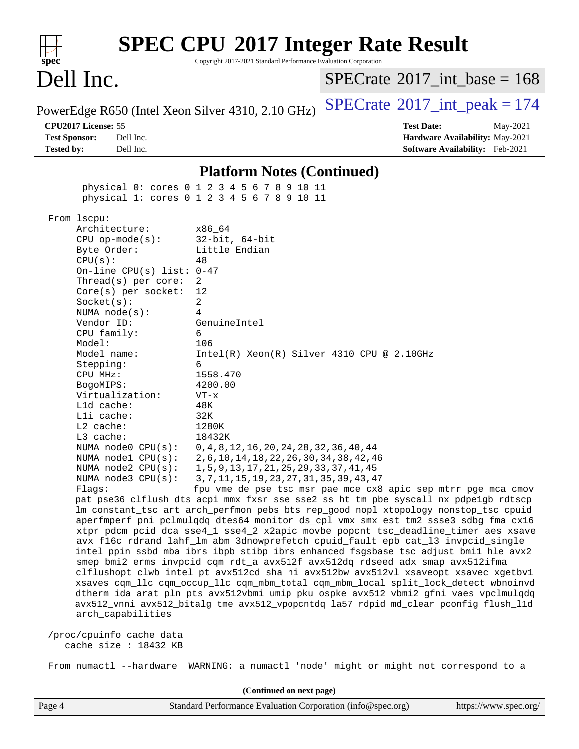## Platform Notes (Continued)

```
      physical 0: cores 0 1 2 3 4 5 6 7 8 9 10 11
      physical 1: cores 0 1 2 3 4 5 6 7 8 9 10 11

 From lscpu:
      Architecture:          x86_64
      CPU op-mode(s):        32-bit, 64-bit
      Byte Order:            Little Endian
      CPU(s):                48
      On-line CPU(s) list: 0-47
      Thread(s) per core:  2
      Core(s) per socket:  12
      Socket(s):             2
      NUMA node(s):          4
      Vendor ID:             GenuineIntel
      CPU family:            6
      Model:                 106
      Model name:            Intel(R) Xeon(R) Silver 4310 CPU @ 2.10GHz
      Stepping:              6
      CPU MHz:               1558.470
      BogoMIPS:              4200.00
      Virtualization:        VT-x
      L1d cache:             48K
      L1i cache:             32K
      L2 cache:              1280K
      L3 cache:              18432K
      NUMA node0 CPU(s):     0,4,8,12,16,20,24,28,32,36,40,44
      NUMA node1 CPU(s):     2,6,10,14,18,22,26,30,34,38,42,46
      NUMA node2 CPU(s):     1,5,9,13,17,21,25,29,33,37,41,45
      NUMA node3 CPU(s):     3,7,11,15,19,23,27,31,35,39,43,47
      Flags:                 fpu vme de pse tsc msr pae mce cx8 apic sep mtrr pge mca cmov
      pat pse36 clflush dts acpi mmx fxsr sse sse2 ss ht tm pbe syscall nx pdpe1gb rdtscp
      lm constant_tsc art arch_perfmon pebs bts rep_good nopl xtopology nonstop_tsc cpuid
      aperfmperf pni pclmulqdq dtes64 monitor ds_cpl vmx smx est tm2 ssse3 sdbg fma cx16
      xtpr pdcm pcid dca sse4_1 sse4_2 x2apic movbe popcnt tsc_deadline_timer aes xsave
      avx f16c rdrand lahf_lm abm 3dnowprefetch cpuid_fault epb cat_l3 invpcid_single
      intel_ppin ssbd mba ibrs ibpb stibp ibrs_enhanced fsgsbase tsc_adjust bmi1 hle avx2
      smep bmi2 erms invpcid cqm rdt_a avx512f avx512dq rdseed adx smap avx512ifma
      clflushopt clwb intel_pt avx512cd sha_ni avx512bw avx512vl xsaveopt xsavec xgetbv1
      xsaves cqm_llc cqm_occup_llc cqm_mbm_total cqm_mbm_local split_lock_detect wbnoinvd
      dtherm ida arat pln pts avx512vbmi umip pku ospke avx512_vbmi2 gfni vaes vpclmulqdq
      avx512_vnni avx512_bitalg tme avx512_vpopcntdq la57 rdpid md_clear pconfig flush_l1d
      arch_capabilities

 /proc/cpuinfo cache data
    cache size : 18432 KB

 From numactl --hardware  WARNING: a numactl 'node' might or might not correspond to a
```

(Continued on next page)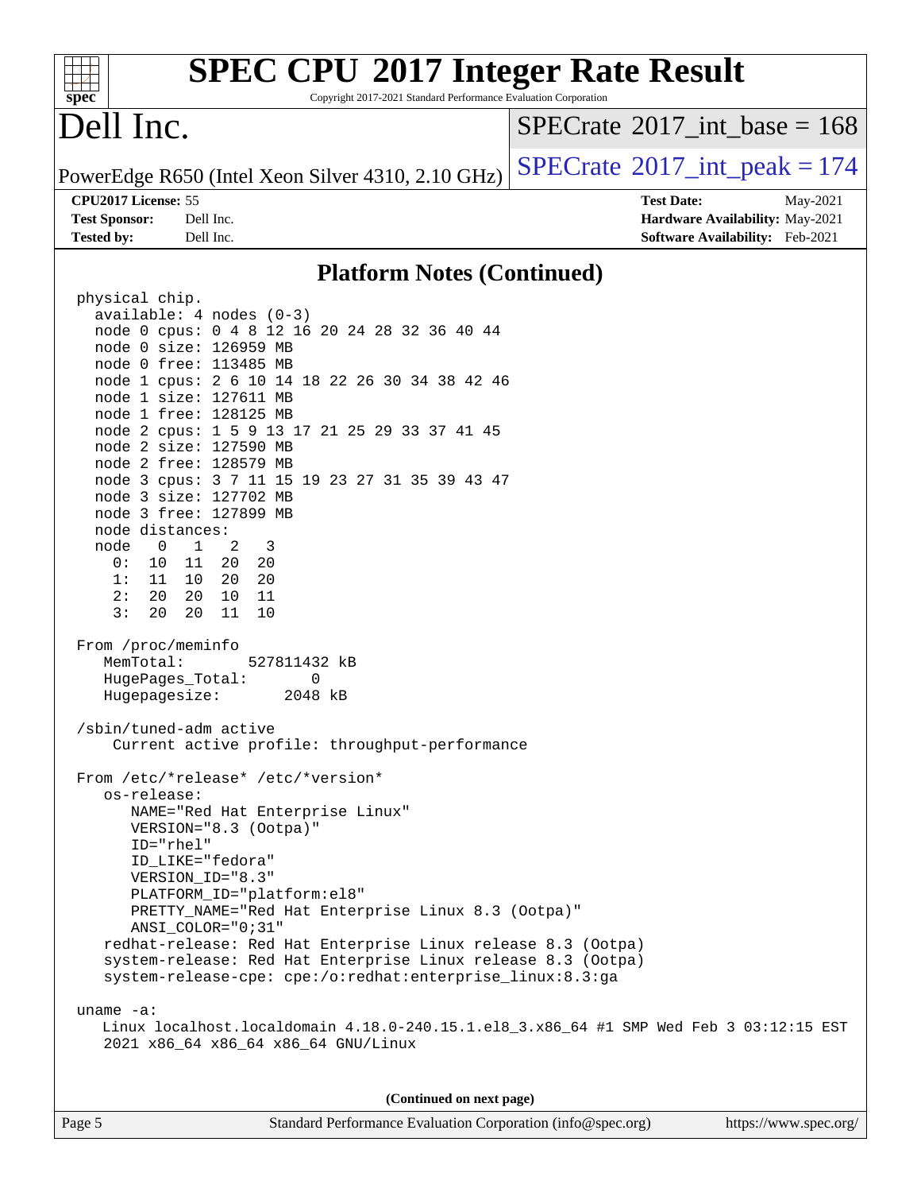# SPEC CPU 2017 Integer Rate Result

Copyright 2017-2021 Standard Performance Evaluation Corporation

# Dell Inc.

PowerEdge R650 (Intel Xeon Silver 4310, 2.10 GHz)

SPECrate 2017_int_base = 168

SPECrate 2017_int_peak = 174

**CPU2017 License:** 55
**Test Sponsor:** Dell Inc.
**Tested by:** Dell Inc.

**Test Date:** May-2021
**Hardware Availability:** May-2021
**Software Availability:** Feb-2021

## Platform Notes (Continued)

```
physical chip.
  available: 4 nodes (0-3)
  node 0 cpus: 0 4 8 12 16 20 24 28 32 36 40 44
  node 0 size: 126959 MB
  node 0 free: 113485 MB
  node 1 cpus: 2 6 10 14 18 22 26 30 34 38 42 46
  node 1 size: 127611 MB
  node 1 free: 128125 MB
  node 2 cpus: 1 5 9 13 17 21 25 29 33 37 41 45
  node 2 size: 127590 MB
  node 2 free: 128579 MB
  node 3 cpus: 3 7 11 15 19 23 27 31 35 39 43 47
  node 3 size: 127702 MB
  node 3 free: 127899 MB
  node distances:
  node   0   1   2   3
    0:  10  11  20  20
    1:  11  10  20  20
    2:  20  20  10  11
    3:  20  20  11  10

From /proc/meminfo
   MemTotal:       527811432 kB
   HugePages_Total:       0
   Hugepagesize:       2048 kB

/sbin/tuned-adm active
    Current active profile: throughput-performance

From /etc/*release* /etc/*version*
   os-release:
      NAME="Red Hat Enterprise Linux"
      VERSION="8.3 (Ootpa)"
      ID="rhel"
      ID_LIKE="fedora"
      VERSION_ID="8.3"
      PLATFORM_ID="platform:el8"
      PRETTY_NAME="Red Hat Enterprise Linux 8.3 (Ootpa)"
      ANSI_COLOR="0;31"
   redhat-release: Red Hat Enterprise Linux release 8.3 (Ootpa)
   system-release: Red Hat Enterprise Linux release 8.3 (Ootpa)
   system-release-cpe: cpe:/o:redhat:enterprise_linux:8.3:ga

uname -a:
   Linux localhost.localdomain 4.18.0-240.15.1.el8_3.x86_64 #1 SMP Wed Feb 3 03:12:15 EST
   2021 x86_64 x86_64 x86_64 GNU/Linux
```

**(Continued on next page)**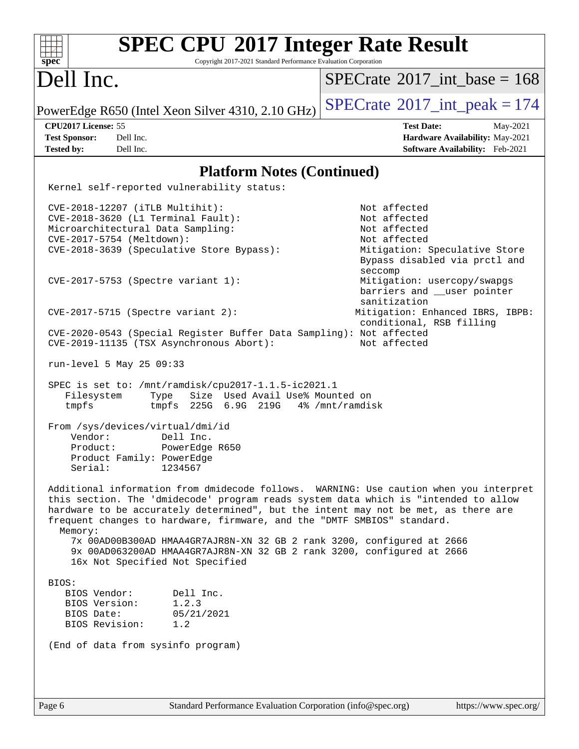## Platform Notes (Continued)

```
Kernel self-reported vulnerability status:

CVE-2018-12207 (iTLB Multihit):                          Not affected
CVE-2018-3620 (L1 Terminal Fault):                       Not affected
Microarchitectural Data Sampling:                        Not affected
CVE-2017-5754 (Meltdown):                                Not affected
CVE-2018-3639 (Speculative Store Bypass):                Mitigation: Speculative Store
                                                         Bypass disabled via prctl and
                                                         seccomp
CVE-2017-5753 (Spectre variant 1):                       Mitigation: usercopy/swapgs
                                                         barriers and __user pointer
                                                         sanitization
CVE-2017-5715 (Spectre variant 2):                      Mitigation: Enhanced IBRS, IBPB:
                                                         conditional, RSB filling
CVE-2020-0543 (Special Register Buffer Data Sampling): Not affected
CVE-2019-11135 (TSX Asynchronous Abort):                 Not affected

run-level 5 May 25 09:33

SPEC is set to: /mnt/ramdisk/cpu2017-1.1.5-ic2021.1
   Filesystem     Type   Size  Used Avail Use% Mounted on
   tmpfs          tmpfs  225G  6.9G  219G   4% /mnt/ramdisk

From /sys/devices/virtual/dmi/id
    Vendor:         Dell Inc.
    Product:        PowerEdge R650
    Product Family: PowerEdge
    Serial:         1234567

Additional information from dmidecode follows.  WARNING: Use caution when you interpret
this section. The 'dmidecode' program reads system data which is "intended to allow
hardware to be accurately determined", but the intent may not be met, as there are
frequent changes to hardware, firmware, and the "DMTF SMBIOS" standard.
  Memory:
    7x 00AD00B300AD HMAA4GR7AJR8N-XN 32 GB 2 rank 3200, configured at 2666
    9x 00AD063200AD HMAA4GR7AJR8N-XN 32 GB 2 rank 3200, configured at 2666
    16x Not Specified Not Specified

BIOS:
   BIOS Vendor:       Dell Inc.
   BIOS Version:      1.2.3
   BIOS Date:         05/21/2021
   BIOS Revision:     1.2

(End of data from sysinfo program)
```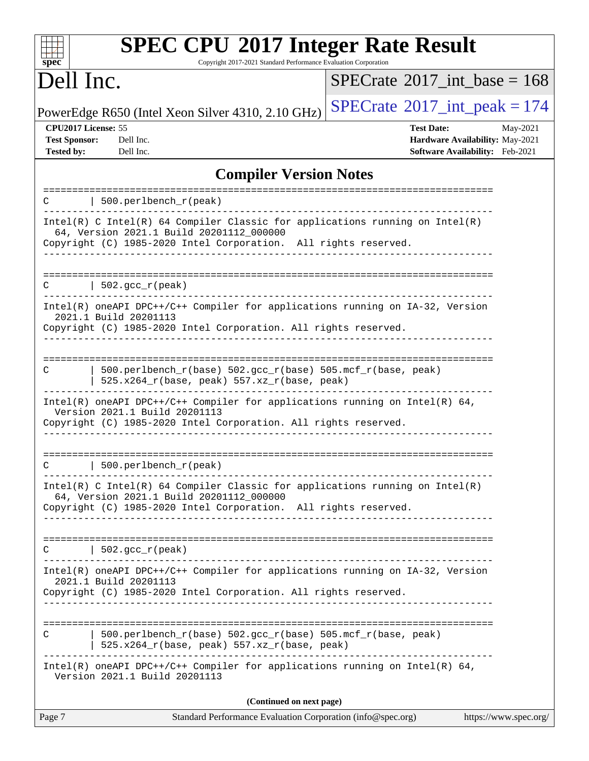# SPEC CPU 2017 Integer Rate Result

Copyright 2017-2021 Standard Performance Evaluation Corporation

# Dell Inc.

PowerEdge R650 (Intel Xeon Silver 4310, 2.10 GHz)

SPECrate 2017_int_base = 168

SPECrate 2017_int_peak = 174

**CPU2017 License:** 55
**Test Sponsor:** Dell Inc.
**Tested by:** Dell Inc.

**Test Date:** May-2021
**Hardware Availability:** May-2021
**Software Availability:** Feb-2021

## Compiler Version Notes

```
==============================================================================
C       | 500.perlbench_r(peak)
------------------------------------------------------------------------------
Intel(R) C Intel(R) 64 Compiler Classic for applications running on Intel(R)
  64, Version 2021.1 Build 20201112_000000
Copyright (C) 1985-2020 Intel Corporation.  All rights reserved.
------------------------------------------------------------------------------

==============================================================================
C       | 502.gcc_r(peak)
------------------------------------------------------------------------------
Intel(R) oneAPI DPC++/C++ Compiler for applications running on IA-32, Version
  2021.1 Build 20201113
Copyright (C) 1985-2020 Intel Corporation. All rights reserved.
------------------------------------------------------------------------------

==============================================================================
C       | 500.perlbench_r(base) 502.gcc_r(base) 505.mcf_r(base, peak)
        | 525.x264_r(base, peak) 557.xz_r(base, peak)
------------------------------------------------------------------------------
Intel(R) oneAPI DPC++/C++ Compiler for applications running on Intel(R) 64,
  Version 2021.1 Build 20201113
Copyright (C) 1985-2020 Intel Corporation. All rights reserved.
------------------------------------------------------------------------------

==============================================================================
C       | 500.perlbench_r(peak)
------------------------------------------------------------------------------
Intel(R) C Intel(R) 64 Compiler Classic for applications running on Intel(R)
  64, Version 2021.1 Build 20201112_000000
Copyright (C) 1985-2020 Intel Corporation.  All rights reserved.
------------------------------------------------------------------------------

==============================================================================
C       | 502.gcc_r(peak)
------------------------------------------------------------------------------
Intel(R) oneAPI DPC++/C++ Compiler for applications running on IA-32, Version
  2021.1 Build 20201113
Copyright (C) 1985-2020 Intel Corporation. All rights reserved.
------------------------------------------------------------------------------

==============================================================================
C       | 500.perlbench_r(base) 502.gcc_r(base) 505.mcf_r(base, peak)
        | 525.x264_r(base, peak) 557.xz_r(base, peak)
------------------------------------------------------------------------------
Intel(R) oneAPI DPC++/C++ Compiler for applications running on Intel(R) 64,
  Version 2021.1 Build 20201113
```

**(Continued on next page)**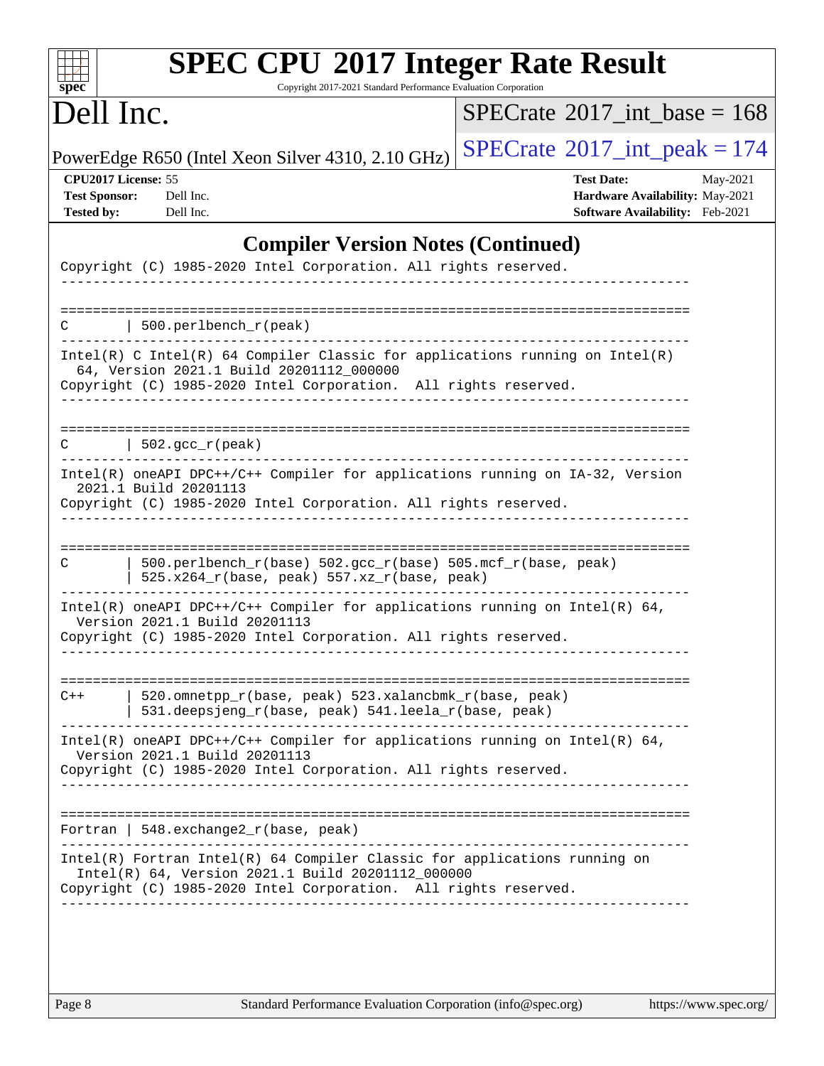# SPEC CPU 2017 Integer Rate Result

Copyright 2017-2021 Standard Performance Evaluation Corporation

## Dell Inc.

PowerEdge R650 (Intel Xeon Silver 4310, 2.10 GHz)

SPECrate 2017_int_base = 168

SPECrate 2017_int_peak = 174

**CPU2017 License:** 55
**Test Sponsor:** Dell Inc.
**Tested by:** Dell Inc.

**Test Date:** May-2021
**Hardware Availability:** May-2021
**Software Availability:** Feb-2021

### Compiler Version Notes (Continued)

```
Copyright (C) 1985-2020 Intel Corporation. All rights reserved.
------------------------------------------------------------------------------

==============================================================================
C       | 500.perlbench_r(peak)
------------------------------------------------------------------------------
Intel(R) C Intel(R) 64 Compiler Classic for applications running on Intel(R)
  64, Version 2021.1 Build 20201112_000000
Copyright (C) 1985-2020 Intel Corporation.  All rights reserved.
------------------------------------------------------------------------------

==============================================================================
C       | 502.gcc_r(peak)
------------------------------------------------------------------------------
Intel(R) oneAPI DPC++/C++ Compiler for applications running on IA-32, Version
  2021.1 Build 20201113
Copyright (C) 1985-2020 Intel Corporation. All rights reserved.
------------------------------------------------------------------------------

==============================================================================
C       | 500.perlbench_r(base) 502.gcc_r(base) 505.mcf_r(base, peak)
        | 525.x264_r(base, peak) 557.xz_r(base, peak)
------------------------------------------------------------------------------
Intel(R) oneAPI DPC++/C++ Compiler for applications running on Intel(R) 64,
  Version 2021.1 Build 20201113
Copyright (C) 1985-2020 Intel Corporation. All rights reserved.
------------------------------------------------------------------------------

==============================================================================
C++     | 520.omnetpp_r(base, peak) 523.xalancbmk_r(base, peak)
        | 531.deepsjeng_r(base, peak) 541.leela_r(base, peak)
------------------------------------------------------------------------------
Intel(R) oneAPI DPC++/C++ Compiler for applications running on Intel(R) 64,
  Version 2021.1 Build 20201113
Copyright (C) 1985-2020 Intel Corporation. All rights reserved.
------------------------------------------------------------------------------

==============================================================================
Fortran | 548.exchange2_r(base, peak)
------------------------------------------------------------------------------
Intel(R) Fortran Intel(R) 64 Compiler Classic for applications running on
  Intel(R) 64, Version 2021.1 Build 20201112_000000
Copyright (C) 1985-2020 Intel Corporation.  All rights reserved.
------------------------------------------------------------------------------
```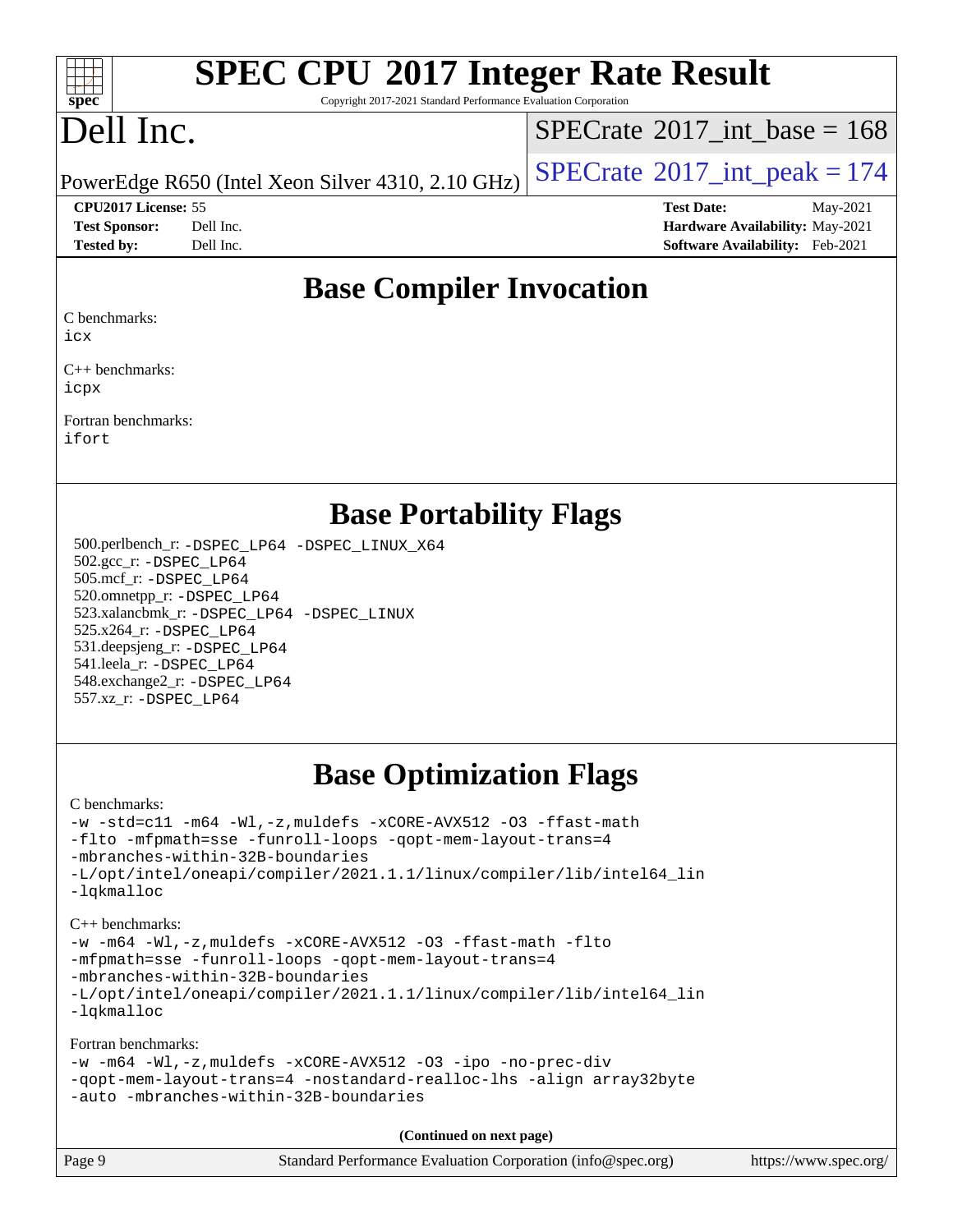# SPEC CPU 2017 Integer Rate Result

Copyright 2017-2021 Standard Performance Evaluation Corporation

# Dell Inc.

PowerEdge R650 (Intel Xeon Silver 4310, 2.10 GHz)

SPECrate 2017_int_base = 168

SPECrate 2017_int_peak = 174

**CPU2017 License:** 55
**Test Sponsor:** Dell Inc.
**Tested by:** Dell Inc.

**Test Date:** May-2021
**Hardware Availability:** May-2021
**Software Availability:** Feb-2021

## Base Compiler Invocation

C benchmarks:
```
icx
```

C++ benchmarks:
```
icpx
```

Fortran benchmarks:
```
ifort
```

## Base Portability Flags

500.perlbench_r: `-DSPEC_LP64 -DSPEC_LINUX_X64`
502.gcc_r: `-DSPEC_LP64`
505.mcf_r: `-DSPEC_LP64`
520.omnetpp_r: `-DSPEC_LP64`
523.xalancbmk_r: `-DSPEC_LP64 -DSPEC_LINUX`
525.x264_r: `-DSPEC_LP64`
531.deepsjeng_r: `-DSPEC_LP64`
541.leela_r: `-DSPEC_LP64`
548.exchange2_r: `-DSPEC_LP64`
557.xz_r: `-DSPEC_LP64`

## Base Optimization Flags

C benchmarks:
```
-w -std=c11 -m64 -Wl,-z,muldefs -xCORE-AVX512 -O3 -ffast-math
-flto -mfpmath=sse -funroll-loops -qopt-mem-layout-trans=4
-mbranches-within-32B-boundaries
-L/opt/intel/oneapi/compiler/2021.1.1/linux/compiler/lib/intel64_lin
-lqkmalloc
```

C++ benchmarks:
```
-w -m64 -Wl,-z,muldefs -xCORE-AVX512 -O3 -ffast-math -flto
-mfpmath=sse -funroll-loops -qopt-mem-layout-trans=4
-mbranches-within-32B-boundaries
-L/opt/intel/oneapi/compiler/2021.1.1/linux/compiler/lib/intel64_lin
-lqkmalloc
```

Fortran benchmarks:
```
-w -m64 -Wl,-z,muldefs -xCORE-AVX512 -O3 -ipo -no-prec-div
-qopt-mem-layout-trans=4 -nostandard-realloc-lhs -align array32byte
-auto -mbranches-within-32B-boundaries
```

**(Continued on next page)**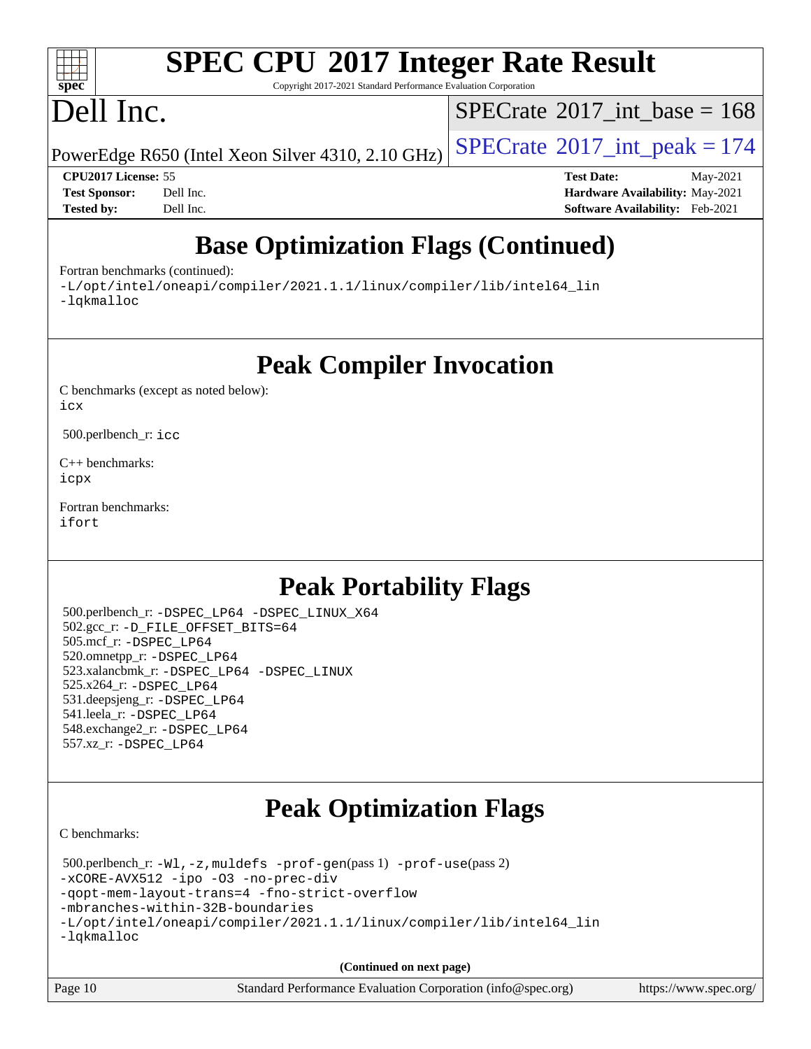# Base Optimization Flags (Continued)

Fortran benchmarks (continued):
-L/opt/intel/oneapi/compiler/2021.1.1/linux/compiler/lib/intel64_lin
-lqkmalloc

# Peak Compiler Invocation

C benchmarks (except as noted below):
icx

500.perlbench_r: icc

C++ benchmarks:
icpx

Fortran benchmarks:
ifort

# Peak Portability Flags

500.perlbench_r: -DSPEC_LP64 -DSPEC_LINUX_X64
502.gcc_r: -D_FILE_OFFSET_BITS=64
505.mcf_r: -DSPEC_LP64
520.omnetpp_r: -DSPEC_LP64
523.xalancbmk_r: -DSPEC_LP64 -DSPEC_LINUX
525.x264_r: -DSPEC_LP64
531.deepsjeng_r: -DSPEC_LP64
541.leela_r: -DSPEC_LP64
548.exchange2_r: -DSPEC_LP64
557.xz_r: -DSPEC_LP64

# Peak Optimization Flags

C benchmarks:

500.perlbench_r: -Wl,-z,muldefs -prof-gen(pass 1) -prof-use(pass 2)
-xCORE-AVX512 -ipo -O3 -no-prec-div
-qopt-mem-layout-trans=4 -fno-strict-overflow
-mbranches-within-32B-boundaries
-L/opt/intel/oneapi/compiler/2021.1.1/linux/compiler/lib/intel64_lin
-lqkmalloc

**(Continued on next page)**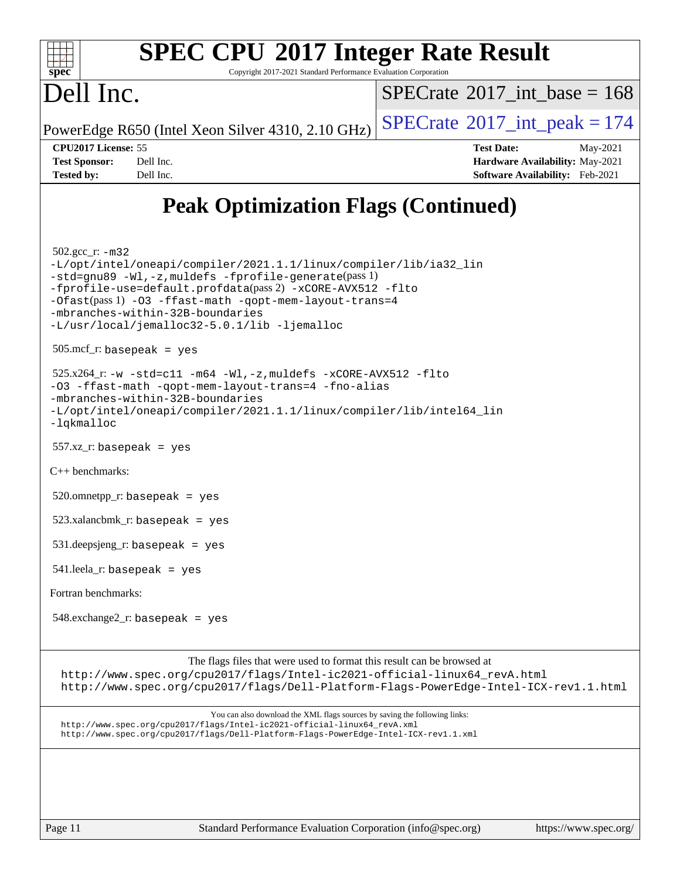# Peak Optimization Flags (Continued)

502.gcc_r: `-m32` `-L/opt/intel/oneapi/compiler/2021.1.1/linux/compiler/lib/ia32_lin` `-std=gnu89` `-Wl,-z,muldefs` `-fprofile-generate`(pass 1) `-fprofile-use=default.profdata`(pass 2) `-xCORE-AVX512` `-flto` `-Ofast`(pass 1) `-O3` `-ffast-math` `-qopt-mem-layout-trans=4` `-mbranches-within-32B-boundaries` `-L/usr/local/jemalloc32-5.0.1/lib` `-ljemalloc`

505.mcf_r: `basepeak = yes`

525.x264_r: `-w` `-std=c11` `-m64` `-Wl,-z,muldefs` `-xCORE-AVX512` `-flto` `-O3` `-ffast-math` `-qopt-mem-layout-trans=4` `-fno-alias` `-mbranches-within-32B-boundaries` `-L/opt/intel/oneapi/compiler/2021.1.1/linux/compiler/lib/intel64_lin` `-lqkmalloc`

557.xz_r: `basepeak = yes`

C++ benchmarks:

520.omnetpp_r: `basepeak = yes`

523.xalancbmk_r: `basepeak = yes`

531.deepsjeng_r: `basepeak = yes`

541.leela_r: `basepeak = yes`

Fortran benchmarks:

548.exchange2_r: `basepeak = yes`

The flags files that were used to format this result can be browsed at
http://www.spec.org/cpu2017/flags/Intel-ic2021-official-linux64_revA.html
http://www.spec.org/cpu2017/flags/Dell-Platform-Flags-PowerEdge-Intel-ICX-rev1.1.html

You can also download the XML flags sources by saving the following links:
http://www.spec.org/cpu2017/flags/Intel-ic2021-official-linux64_revA.xml
http://www.spec.org/cpu2017/flags/Dell-Platform-Flags-PowerEdge-Intel-ICX-rev1.1.xml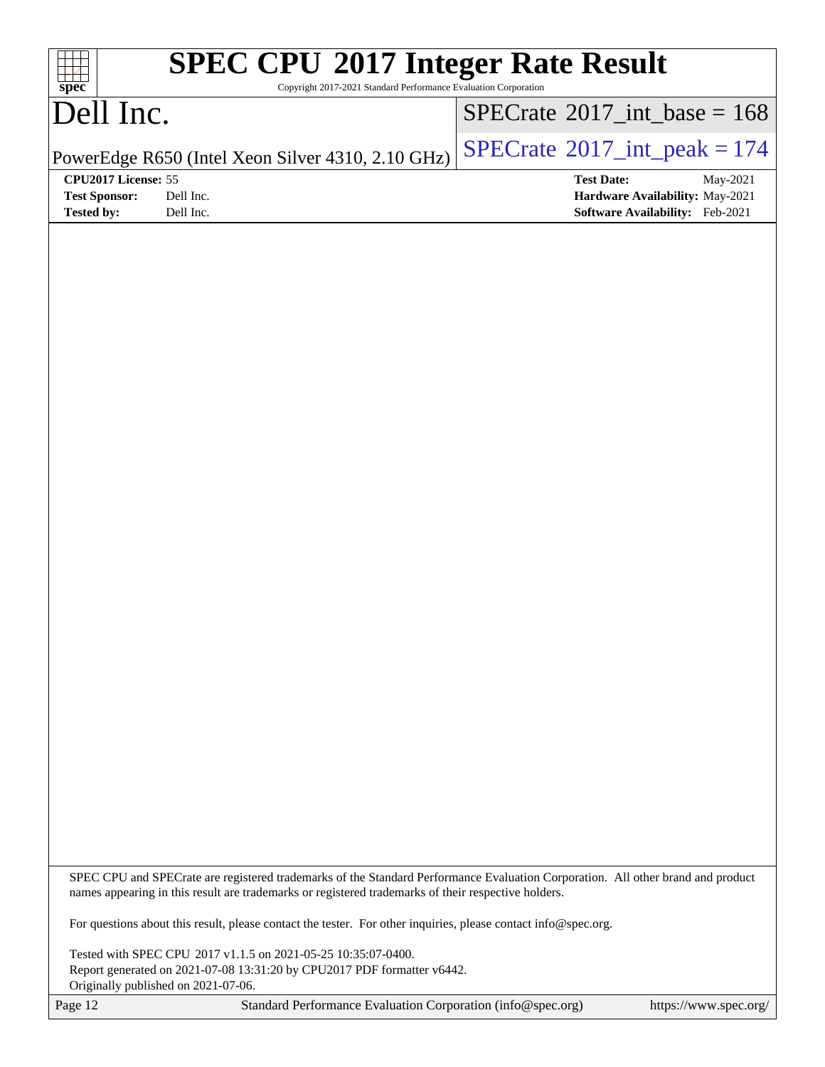SPEC CPU and SPECrate are registered trademarks of the Standard Performance Evaluation Corporation. All other brand and product names appearing in this result are trademarks or registered trademarks of their respective holders.

For questions about this result, please contact the tester. For other inquiries, please contact info@spec.org.

Tested with SPEC CPU 2017 v1.1.5 on 2021-05-25 10:35:07-0400.
Report generated on 2021-07-08 13:31:20 by CPU2017 PDF formatter v6442.
Originally published on 2021-07-06.